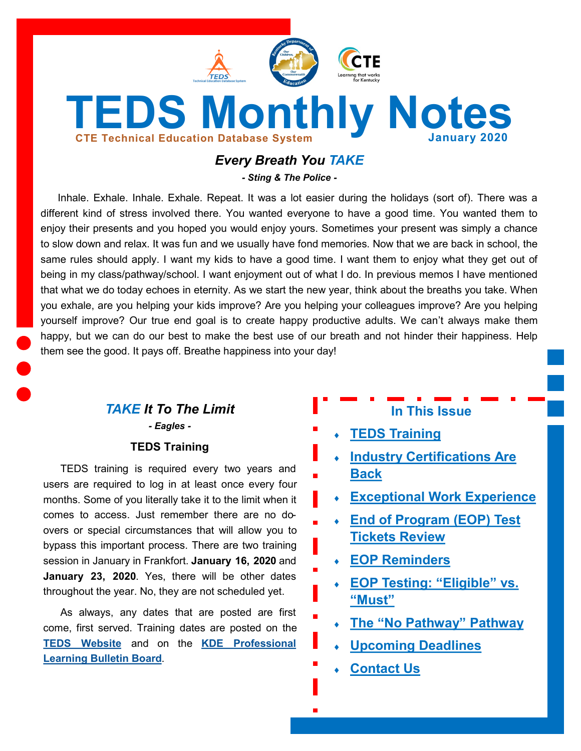# TEDS Monthly Notes

**CTE Technical Education Database System**

**January 2020**

## *Every Breath You TAKE*

***- Sting & The Police -***

Inhale. Exhale. Inhale. Exhale. Repeat. It was a lot easier during the holidays (sort of). There was a different kind of stress involved there. You wanted everyone to have a good time. You wanted them to enjoy their presents and you hoped you would enjoy yours. Sometimes your present was simply a chance to slow down and relax. It was fun and we usually have fond memories. Now that we are back in school, the same rules should apply. I want my kids to have a good time. I want them to enjoy what they get out of being in my class/pathway/school. I want enjoyment out of what I do. In previous memos I have mentioned that what we do today echoes in eternity. As we start the new year, think about the breaths you take. When you exhale, are you helping your kids improve? Are you helping your colleagues improve? Are you helping yourself improve? Our true end goal is to create happy productive adults. We can't always make them happy, but we can do our best to make the best use of our breath and not hinder their happiness. Help them see the good. It pays off. Breathe happiness into your day!

## *TAKE It To The Limit*

***- Eagles -***

### TEDS Training

TEDS training is required every two years and users are required to log in at least once every four months. Some of you literally take it to the limit when it comes to access. Just remember there are no do-overs or special circumstances that will allow you to bypass this important process. There are two training session in January in Frankfort. **January 16, 2020** and **January 23, 2020**. Yes, there will be other dates throughout the year. No, they are not scheduled yet.

As always, any dates that are posted are first come, first served. Training dates are posted on the **TEDS Website** and on the **KDE Professional Learning Bulletin Board**.

## In This Issue

- **TEDS Training**
- **Industry Certifications Are Back**
- **Exceptional Work Experience**
- **End of Program (EOP) Test Tickets Review**
- **EOP Reminders**
- **EOP Testing: "Eligible" vs. "Must"**
- **The "No Pathway" Pathway**
- **Upcoming Deadlines**
- **Contact Us**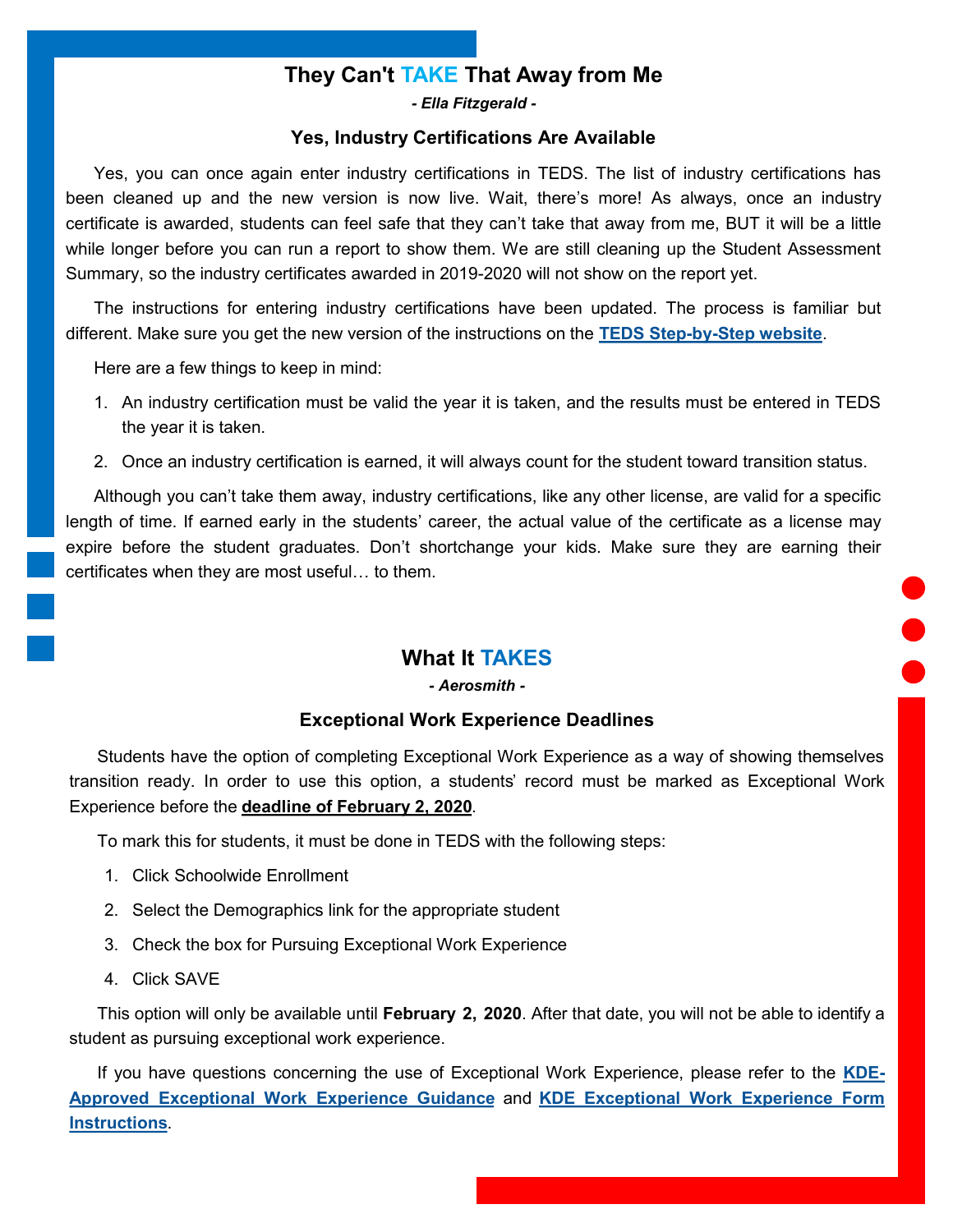## They Can't TAKE That Away from Me

*- Ella Fitzgerald -*

### Yes, Industry Certifications Are Available

Yes, you can once again enter industry certifications in TEDS. The list of industry certifications has been cleaned up and the new version is now live. Wait, there's more! As always, once an industry certificate is awarded, students can feel safe that they can't take that away from me, BUT it will be a little while longer before you can run a report to show them. We are still cleaning up the Student Assessment Summary, so the industry certificates awarded in 2019-2020 will not show on the report yet.

The instructions for entering industry certifications have been updated. The process is familiar but different. Make sure you get the new version of the instructions on the **TEDS Step-by-Step website**.

Here are a few things to keep in mind:

1. An industry certification must be valid the year it is taken, and the results must be entered in TEDS the year it is taken.
2. Once an industry certification is earned, it will always count for the student toward transition status.

Although you can't take them away, industry certifications, like any other license, are valid for a specific length of time. If earned early in the students' career, the actual value of the certificate as a license may expire before the student graduates. Don't shortchange your kids. Make sure they are earning their certificates when they are most useful… to them.

## What It TAKES

*- Aerosmith -*

### Exceptional Work Experience Deadlines

Students have the option of completing Exceptional Work Experience as a way of showing themselves transition ready. In order to use this option, a students' record must be marked as Exceptional Work Experience before the **deadline of February 2, 2020**.

To mark this for students, it must be done in TEDS with the following steps:

1. Click Schoolwide Enrollment
2. Select the Demographics link for the appropriate student
3. Check the box for Pursuing Exceptional Work Experience
4. Click SAVE

This option will only be available until **February 2, 2020**. After that date, you will not be able to identify a student as pursuing exceptional work experience.

If you have questions concerning the use of Exceptional Work Experience, please refer to the **KDE-Approved Exceptional Work Experience Guidance** and **KDE Exceptional Work Experience Form Instructions**.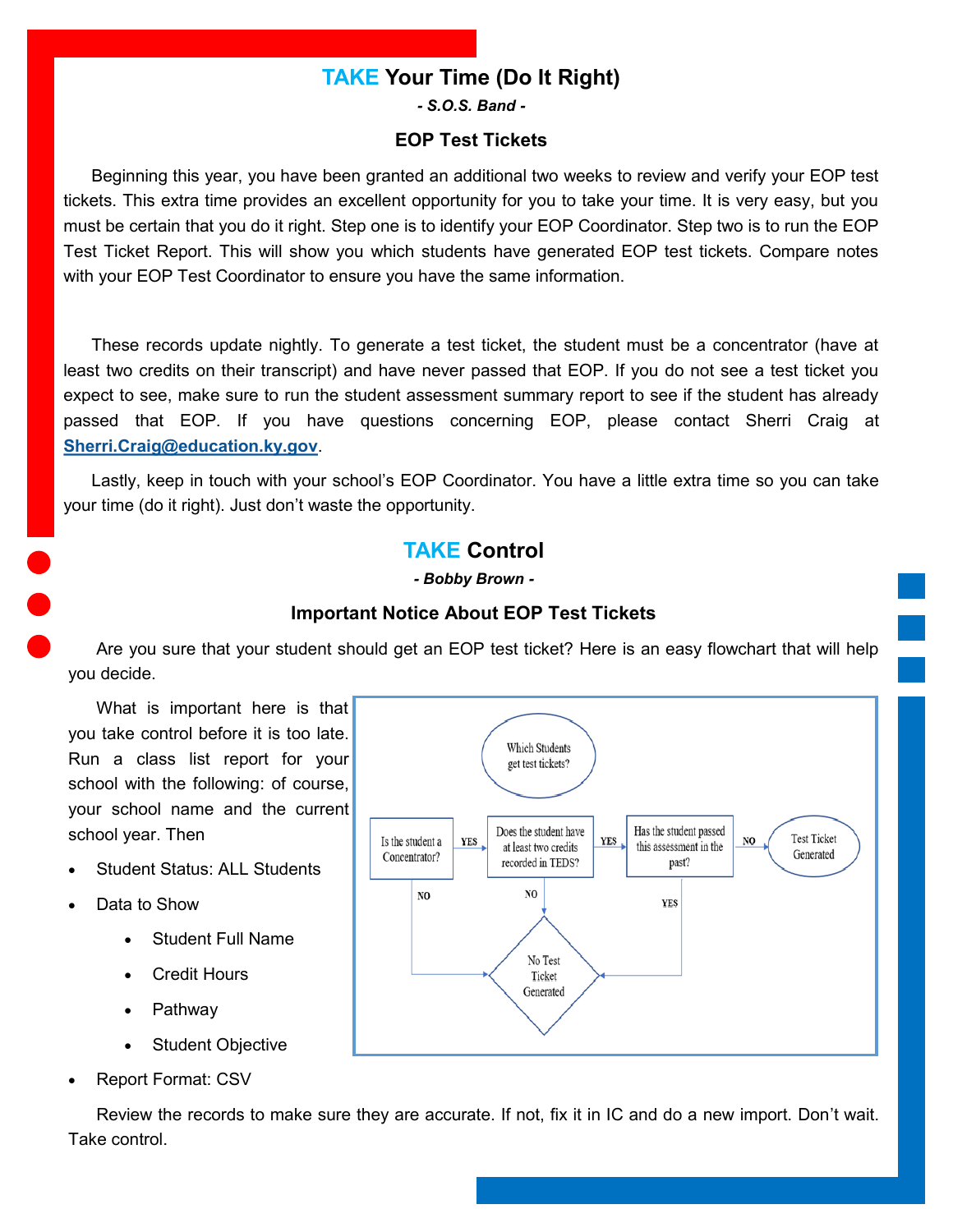## TAKE Your Time (Do It Right)

***- S.O.S. Band -***

### EOP Test Tickets

Beginning this year, you have been granted an additional two weeks to review and verify your EOP test tickets. This extra time provides an excellent opportunity for you to take your time. It is very easy, but you must be certain that you do it right. Step one is to identify your EOP Coordinator. Step two is to run the EOP Test Ticket Report. This will show you which students have generated EOP test tickets. Compare notes with your EOP Test Coordinator to ensure you have the same information.

These records update nightly. To generate a test ticket, the student must be a concentrator (have at least two credits on their transcript) and have never passed that EOP. If you do not see a test ticket you expect to see, make sure to run the student assessment summary report to see if the student has already passed that EOP. If you have questions concerning EOP, please contact Sherri Craig at **Sherri.Craig@education.ky.gov**.

Lastly, keep in touch with your school's EOP Coordinator. You have a little extra time so you can take your time (do it right). Just don't waste the opportunity.

## TAKE Control

***- Bobby Brown -***

### Important Notice About EOP Test Tickets

Are you sure that your student should get an EOP test ticket? Here is an easy flowchart that will help you decide.

Which Students get test tickets?

Is the student a Concentrator? — YES → Does the student have at least two credits recorded in TEDS? — YES → Has the student passed this assessment in the past? — NO → Test Ticket Generated

Is the student a Concentrator? — NO → No Test Ticket Generated

Does the student have at least two credits recorded in TEDS? — NO → No Test Ticket Generated

Has the student passed this assessment in the past? — YES → No Test Ticket Generated

What is important here is that you take control before it is too late. Run a class list report for your school with the following: of course, your school name and the current school year. Then

- Student Status: ALL Students
- Data to Show
  - Student Full Name
  - Credit Hours
  - Pathway
  - Student Objective
- Report Format: CSV

Review the records to make sure they are accurate. If not, fix it in IC and do a new import. Don't wait. Take control.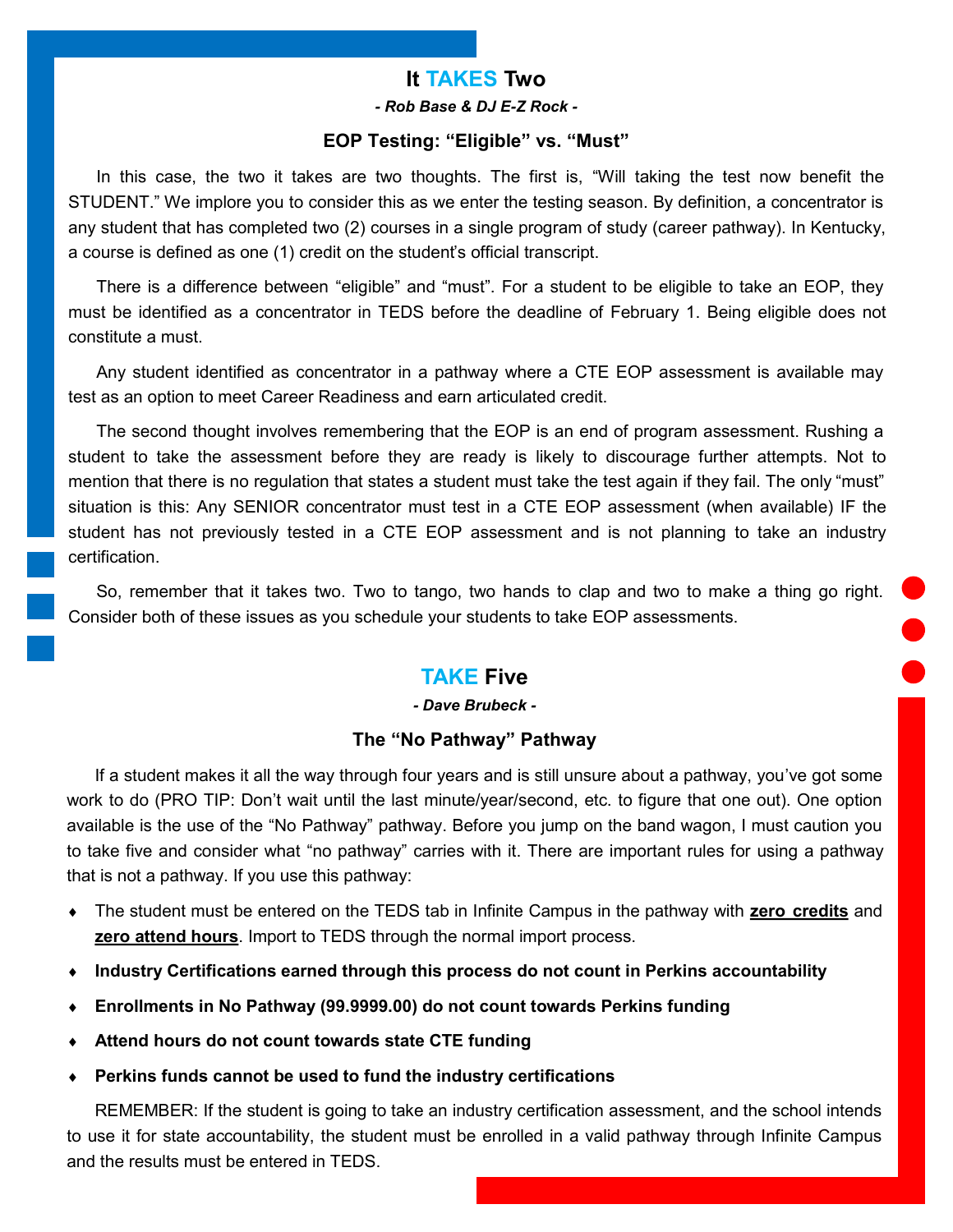## It TAKES Two

***- Rob Base & DJ E-Z Rock -***

### EOP Testing: “Eligible” vs. “Must”

In this case, the two it takes are two thoughts. The first is, “Will taking the test now benefit the STUDENT.” We implore you to consider this as we enter the testing season. By definition, a concentrator is any student that has completed two (2) courses in a single program of study (career pathway). In Kentucky, a course is defined as one (1) credit on the student’s official transcript.

There is a difference between “eligible” and “must”. For a student to be eligible to take an EOP, they must be identified as a concentrator in TEDS before the deadline of February 1. Being eligible does not constitute a must.

Any student identified as concentrator in a pathway where a CTE EOP assessment is available may test as an option to meet Career Readiness and earn articulated credit.

The second thought involves remembering that the EOP is an end of program assessment. Rushing a student to take the assessment before they are ready is likely to discourage further attempts. Not to mention that there is no regulation that states a student must take the test again if they fail. The only “must” situation is this: Any SENIOR concentrator must test in a CTE EOP assessment (when available) IF the student has not previously tested in a CTE EOP assessment and is not planning to take an industry certification.

So, remember that it takes two. Two to tango, two hands to clap and two to make a thing go right. Consider both of these issues as you schedule your students to take EOP assessments.

## TAKE Five

***- Dave Brubeck -***

### The “No Pathway” Pathway

If a student makes it all the way through four years and is still unsure about a pathway, you’ve got some work to do (PRO TIP: Don’t wait until the last minute/year/second, etc. to figure that one out). One option available is the use of the “No Pathway” pathway. Before you jump on the band wagon, I must caution you to take five and consider what “no pathway” carries with it. There are important rules for using a pathway that is not a pathway. If you use this pathway:

- The student must be entered on the TEDS tab in Infinite Campus in the pathway with **zero credits** and **zero attend hours**. Import to TEDS through the normal import process.
- **Industry Certifications earned through this process do not count in Perkins accountability**
- **Enrollments in No Pathway (99.9999.00) do not count towards Perkins funding**
- **Attend hours do not count towards state CTE funding**
- **Perkins funds cannot be used to fund the industry certifications**

REMEMBER: If the student is going to take an industry certification assessment, and the school intends to use it for state accountability, the student must be enrolled in a valid pathway through Infinite Campus and the results must be entered in TEDS.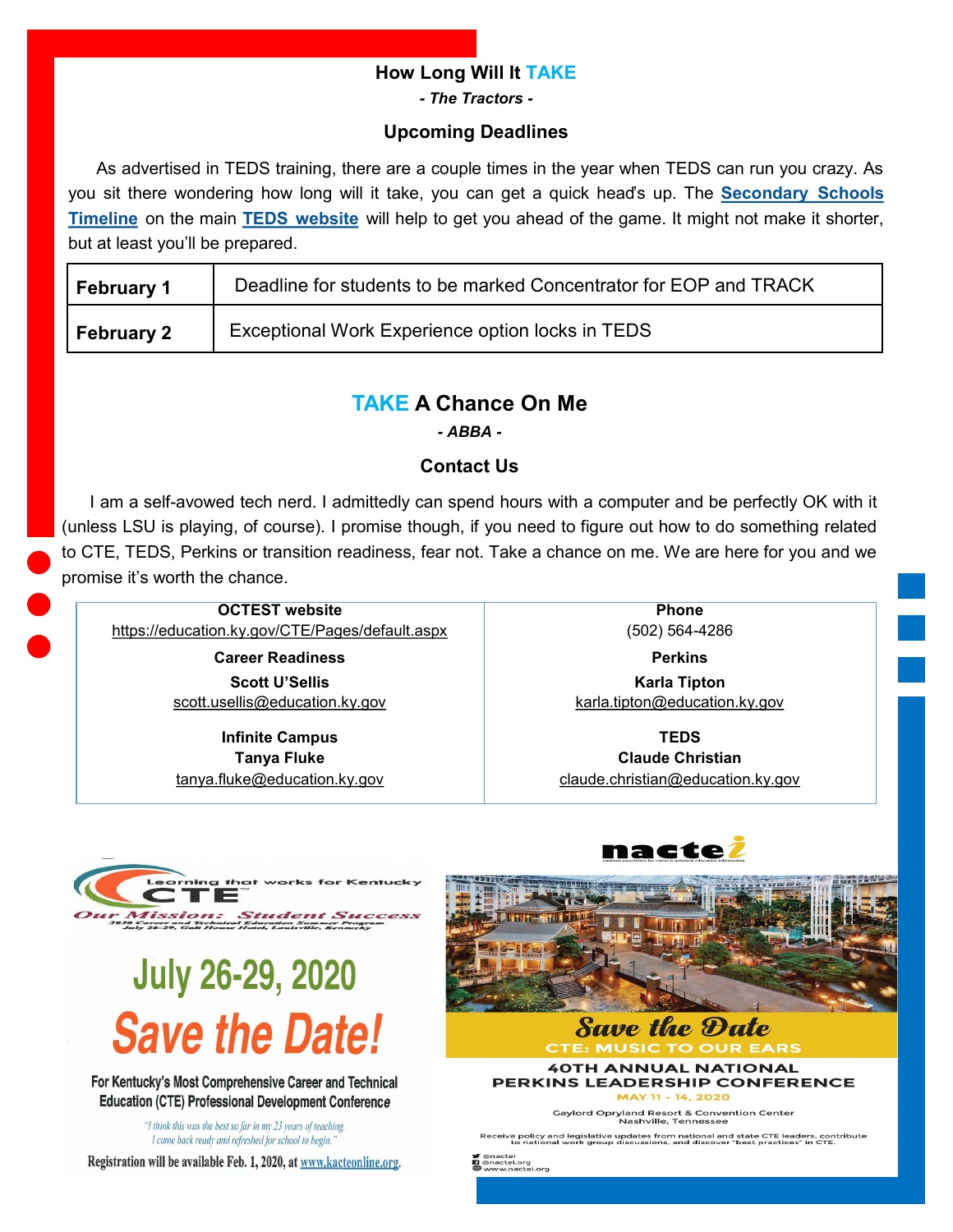## How Long Will It TAKE

*- The Tractors -*

### Upcoming Deadlines

As advertised in TEDS training, there are a couple times in the year when TEDS can run you crazy. As you sit there wondering how long will it take, you can get a quick head's up. The **Secondary Schools Timeline** on the main **TEDS website** will help to get you ahead of the game. It might not make it shorter, but at least you'll be prepared.

| | |
|---|---|
| **February 1** | Deadline for students to be marked Concentrator for EOP and TRACK |
| **February 2** | Exceptional Work Experience option locks in TEDS |

## TAKE A Chance On Me

*- ABBA -*

### Contact Us

I am a self-avowed tech nerd. I admittedly can spend hours with a computer and be perfectly OK with it (unless LSU is playing, of course). I promise though, if you need to figure out how to do something related to CTE, TEDS, Perkins or transition readiness, fear not. Take a chance on me. We are here for you and we promise it's worth the chance.

| | |
|---|---|
| **OCTEST website**<br>https://education.ky.gov/CTE/Pages/default.aspx | **Phone**<br>(502) 564-4286 |
| **Career Readiness**<br>**Scott U'Sellis**<br>scott.usellis@education.ky.gov | **Perkins**<br>**Karla Tipton**<br>karla.tipton@education.ky.gov |
| **Infinite Campus**<br>**Tanya Fluke**<br>tanya.fluke@education.ky.gov | **TEDS**<br>**Claude Christian**<br>claude.christian@education.ky.gov |

Learning that works for Kentucky CTE

*Our Mission: Student Success*

2020 Career and Technical Education Summer Program July 26-29, Galt House Hotel, Louisville, Kentucky

**July 26-29, 2020**

**Save the Date!**

For Kentucky's Most Comprehensive Career and Technical Education (CTE) Professional Development Conference

*"I think this was the best so far in my 23 years of teaching. I came back ready and refreshed for school to begin."*

Registration will be available Feb. 1, 2020, at www.kacteonline.org.

nactei

national association for career & technical education information

**Save the Date**

CTE: MUSIC TO OUR EARS

**40TH ANNUAL NATIONAL PERKINS LEADERSHIP CONFERENCE**

MAY 11 - 14, 2020

Gaylord Opryland Resort & Convention Center
Nashville, Tennessee

Receive policy and legislative updates from national and state CTE leaders, contribute to national work group discussions, and discover "best practices" in CTE.

@nactei
@nactei.org
www.nactei.org